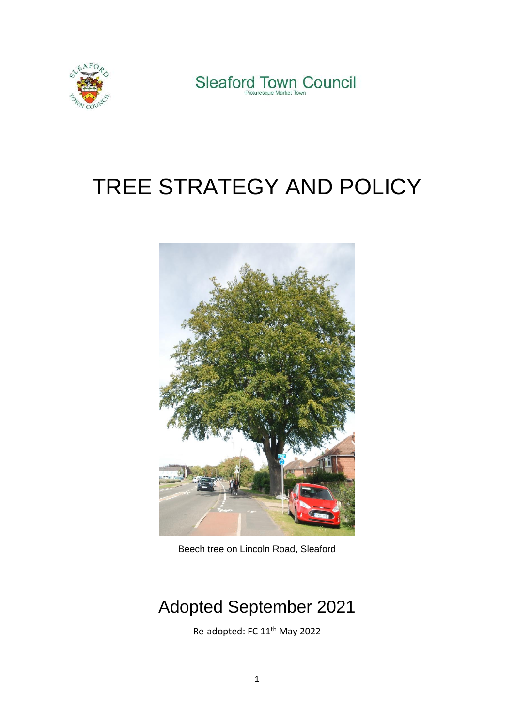Sleaford Town Council

Picturesque Market Town

# TREE STRATEGY AND POLICY

Beech tree on Lincoln Road, Sleaford

## Adopted September 2021

Re-adopted: FC 11th May 2022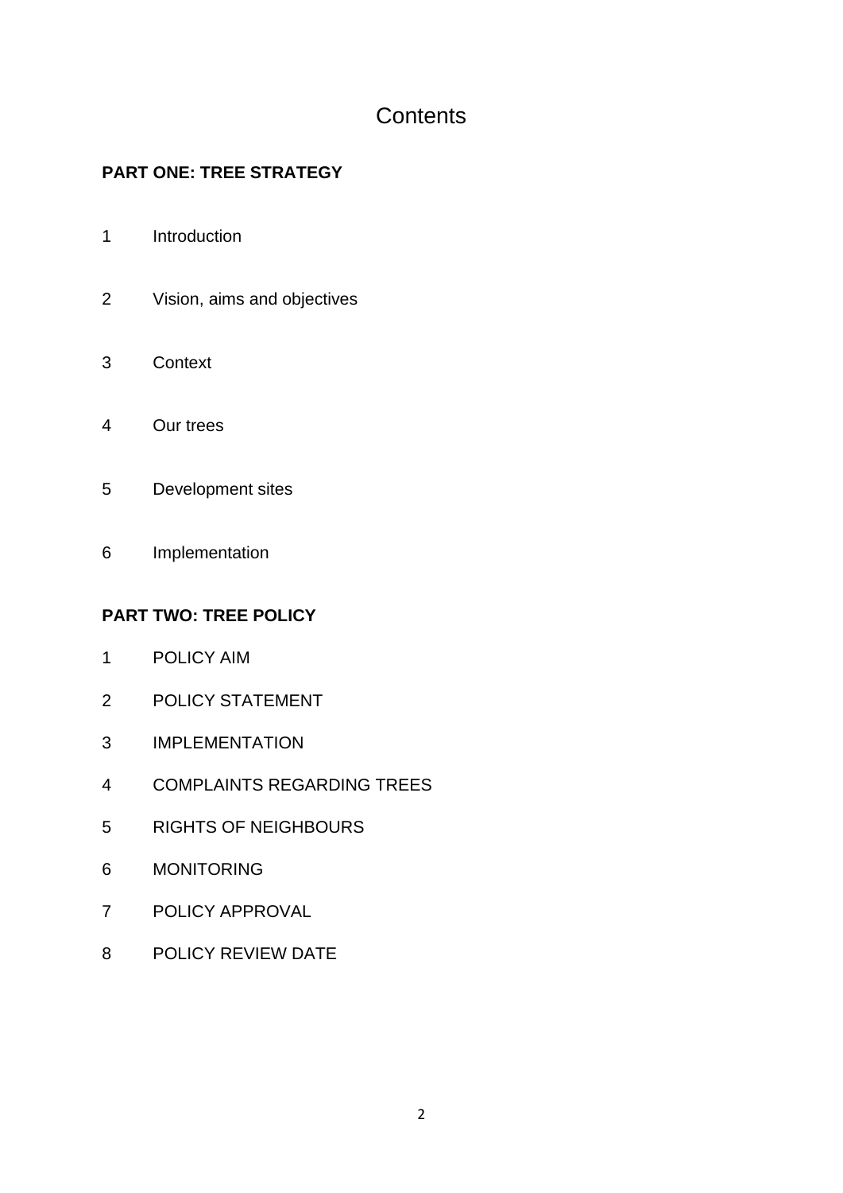# Contents

**PART ONE: TREE STRATEGY**

1 Introduction

2 Vision, aims and objectives

3 Context

4 Our trees

5 Development sites

6 Implementation

**PART TWO: TREE POLICY**

1 POLICY AIM

2 POLICY STATEMENT

3 IMPLEMENTATION

4 COMPLAINTS REGARDING TREES

5 RIGHTS OF NEIGHBOURS

6 MONITORING

7 POLICY APPROVAL

8 POLICY REVIEW DATE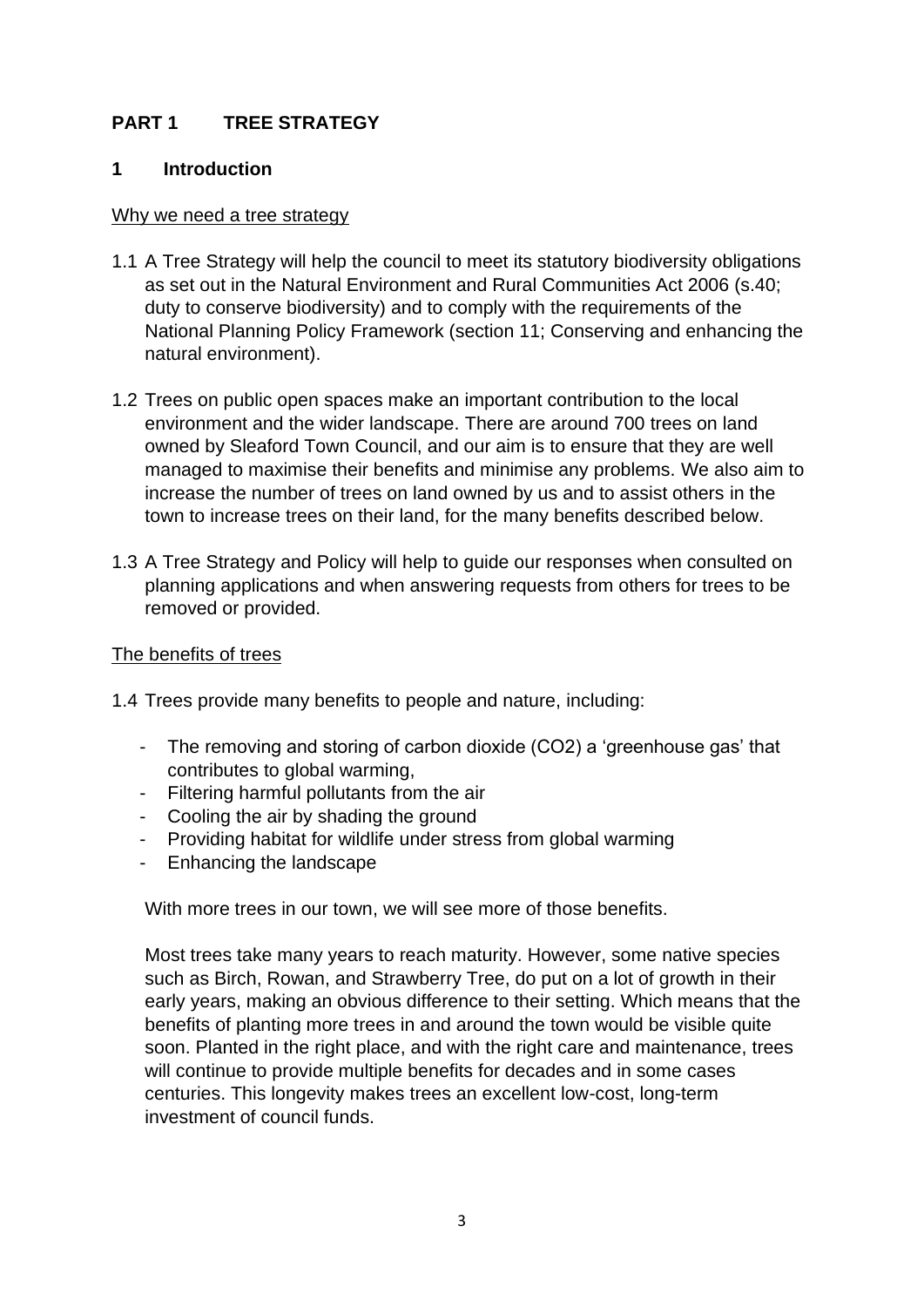# PART 1 TREE STRATEGY

## 1 Introduction

Why we need a tree strategy

1.1 A Tree Strategy will help the council to meet its statutory biodiversity obligations as set out in the Natural Environment and Rural Communities Act 2006 (s.40; duty to conserve biodiversity) and to comply with the requirements of the National Planning Policy Framework (section 11; Conserving and enhancing the natural environment).

1.2 Trees on public open spaces make an important contribution to the local environment and the wider landscape. There are around 700 trees on land owned by Sleaford Town Council, and our aim is to ensure that they are well managed to maximise their benefits and minimise any problems. We also aim to increase the number of trees on land owned by us and to assist others in the town to increase trees on their land, for the many benefits described below.

1.3 A Tree Strategy and Policy will help to guide our responses when consulted on planning applications and when answering requests from others for trees to be removed or provided.

The benefits of trees

1.4 Trees provide many benefits to people and nature, including:

- The removing and storing of carbon dioxide ($CO_2$) a 'greenhouse gas' that contributes to global warming,
- Filtering harmful pollutants from the air
- Cooling the air by shading the ground
- Providing habitat for wildlife under stress from global warming
- Enhancing the landscape

With more trees in our town, we will see more of those benefits.

Most trees take many years to reach maturity. However, some native species such as Birch, Rowan, and Strawberry Tree, do put on a lot of growth in their early years, making an obvious difference to their setting. Which means that the benefits of planting more trees in and around the town would be visible quite soon. Planted in the right place, and with the right care and maintenance, trees will continue to provide multiple benefits for decades and in some cases centuries. This longevity makes trees an excellent low-cost, long-term investment of council funds.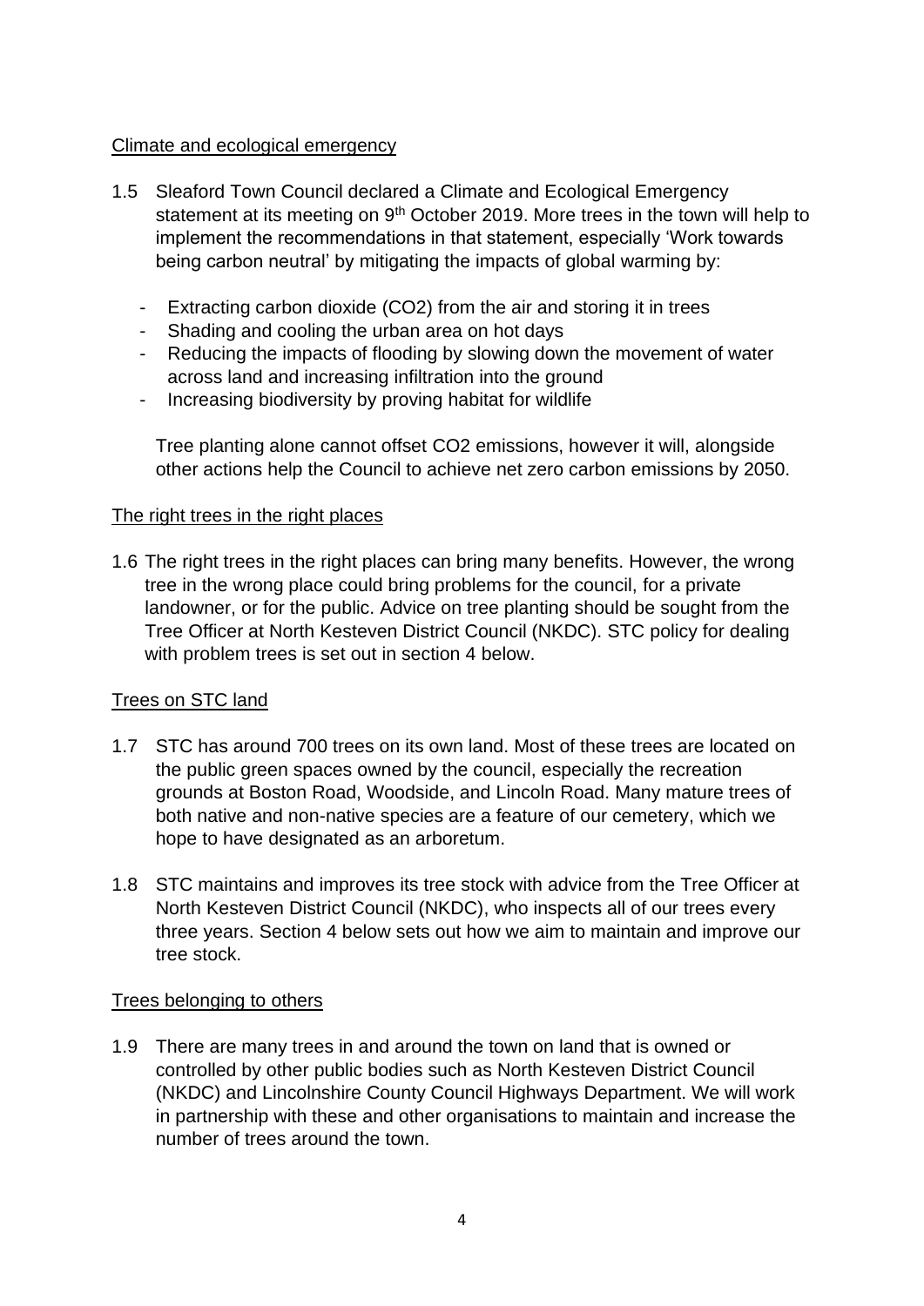Climate and ecological emergency

1.5 Sleaford Town Council declared a Climate and Ecological Emergency statement at its meeting on 9th October 2019. More trees in the town will help to implement the recommendations in that statement, especially 'Work towards being carbon neutral' by mitigating the impacts of global warming by:

- Extracting carbon dioxide ($CO_2$) from the air and storing it in trees
- Shading and cooling the urban area on hot days
- Reducing the impacts of flooding by slowing down the movement of water across land and increasing infiltration into the ground
- Increasing biodiversity by proving habitat for wildlife

Tree planting alone cannot offset $CO_2$ emissions, however it will, alongside other actions help the Council to achieve net zero carbon emissions by 2050.

The right trees in the right places

1.6 The right trees in the right places can bring many benefits. However, the wrong tree in the wrong place could bring problems for the council, for a private landowner, or for the public. Advice on tree planting should be sought from the Tree Officer at North Kesteven District Council (NKDC). STC policy for dealing with problem trees is set out in section 4 below.

Trees on STC land

1.7 STC has around 700 trees on its own land. Most of these trees are located on the public green spaces owned by the council, especially the recreation grounds at Boston Road, Woodside, and Lincoln Road. Many mature trees of both native and non-native species are a feature of our cemetery, which we hope to have designated as an arboretum.

1.8 STC maintains and improves its tree stock with advice from the Tree Officer at North Kesteven District Council (NKDC), who inspects all of our trees every three years. Section 4 below sets out how we aim to maintain and improve our tree stock.

Trees belonging to others

1.9 There are many trees in and around the town on land that is owned or controlled by other public bodies such as North Kesteven District Council (NKDC) and Lincolnshire County Council Highways Department. We will work in partnership with these and other organisations to maintain and increase the number of trees around the town.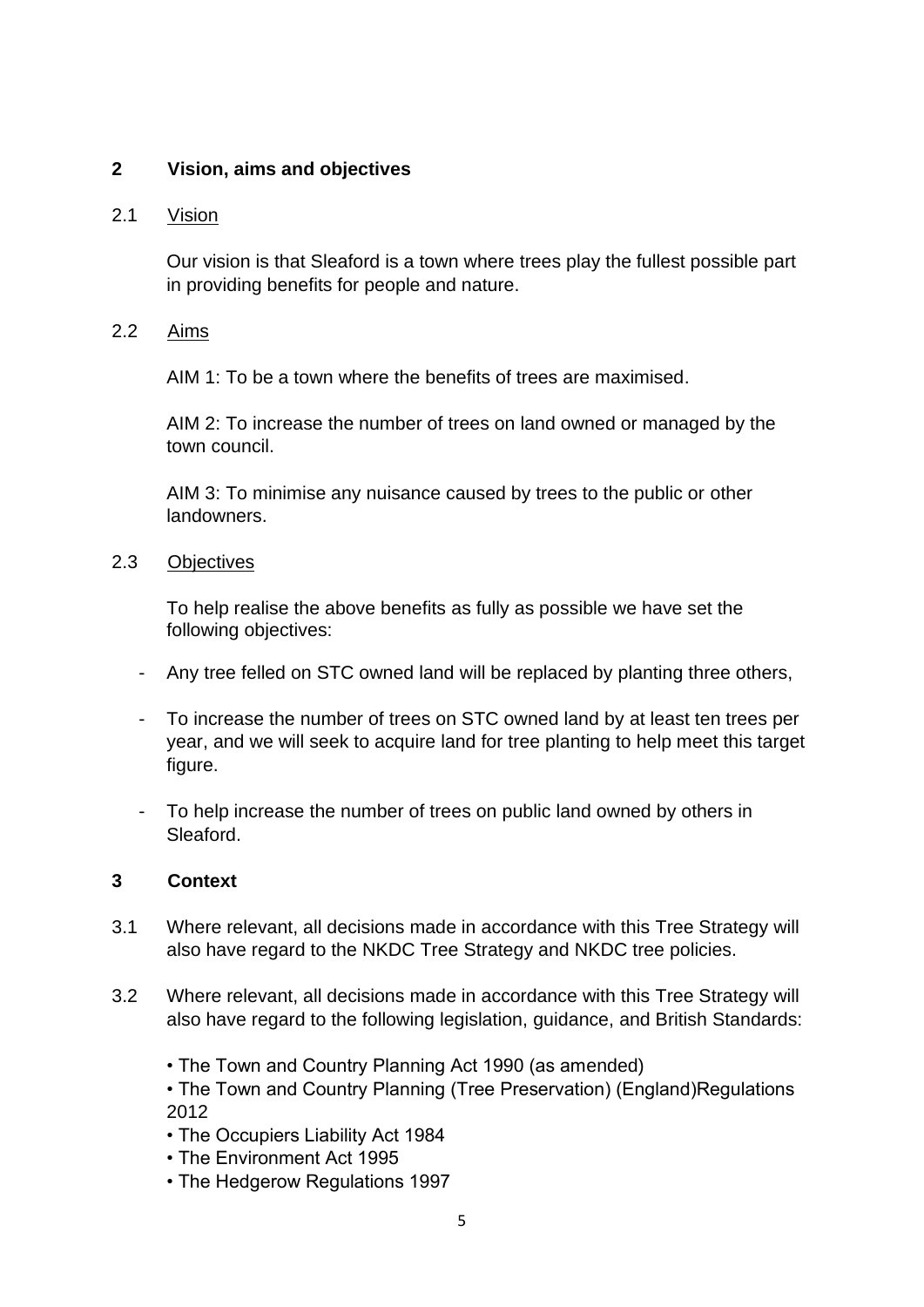## 2 Vision, aims and objectives

### 2.1 Vision

Our vision is that Sleaford is a town where trees play the fullest possible part in providing benefits for people and nature.

### 2.2 Aims

AIM 1: To be a town where the benefits of trees are maximised.

AIM 2: To increase the number of trees on land owned or managed by the town council.

AIM 3: To minimise any nuisance caused by trees to the public or other landowners.

### 2.3 Objectives

To help realise the above benefits as fully as possible we have set the following objectives:

- Any tree felled on STC owned land will be replaced by planting three others,
- To increase the number of trees on STC owned land by at least ten trees per year, and we will seek to acquire land for tree planting to help meet this target figure.
- To help increase the number of trees on public land owned by others in Sleaford.

## 3 Context

3.1 Where relevant, all decisions made in accordance with this Tree Strategy will also have regard to the NKDC Tree Strategy and NKDC tree policies.

3.2 Where relevant, all decisions made in accordance with this Tree Strategy will also have regard to the following legislation, guidance, and British Standards:

- The Town and Country Planning Act 1990 (as amended)
- The Town and Country Planning (Tree Preservation) (England)Regulations 2012
- The Occupiers Liability Act 1984
- The Environment Act 1995
- The Hedgerow Regulations 1997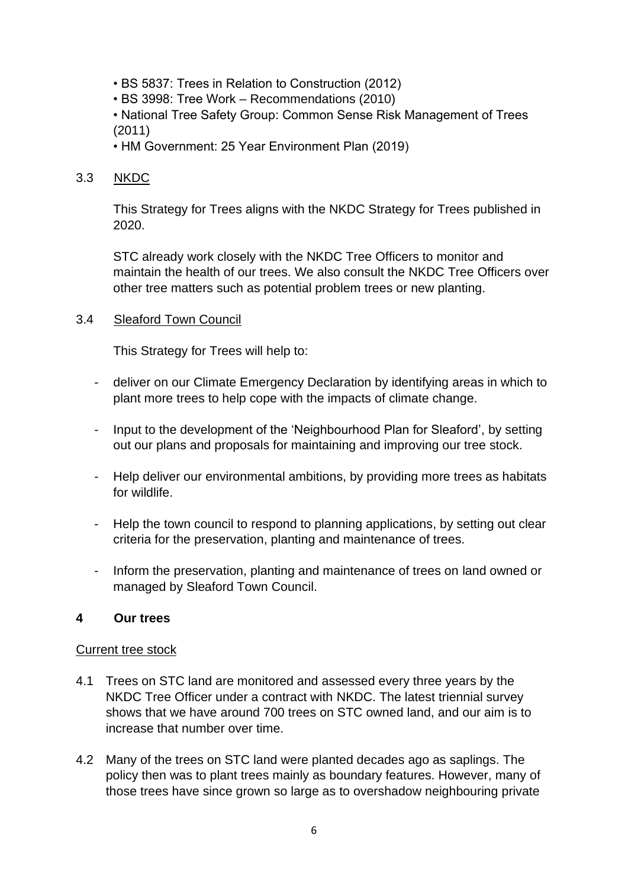- BS 5837: Trees in Relation to Construction (2012)
- BS 3998: Tree Work – Recommendations (2010)
- National Tree Safety Group: Common Sense Risk Management of Trees (2011)
- HM Government: 25 Year Environment Plan (2019)

3.3 NKDC

This Strategy for Trees aligns with the NKDC Strategy for Trees published in 2020.

STC already work closely with the NKDC Tree Officers to monitor and maintain the health of our trees. We also consult the NKDC Tree Officers over other tree matters such as potential problem trees or new planting.

3.4 Sleaford Town Council

This Strategy for Trees will help to:

- deliver on our Climate Emergency Declaration by identifying areas in which to plant more trees to help cope with the impacts of climate change.
- Input to the development of the 'Neighbourhood Plan for Sleaford', by setting out our plans and proposals for maintaining and improving our tree stock.
- Help deliver our environmental ambitions, by providing more trees as habitats for wildlife.
- Help the town council to respond to planning applications, by setting out clear criteria for the preservation, planting and maintenance of trees.
- Inform the preservation, planting and maintenance of trees on land owned or managed by Sleaford Town Council.

## 4 Our trees

Current tree stock

4.1 Trees on STC land are monitored and assessed every three years by the NKDC Tree Officer under a contract with NKDC. The latest triennial survey shows that we have around 700 trees on STC owned land, and our aim is to increase that number over time.

4.2 Many of the trees on STC land were planted decades ago as saplings. The policy then was to plant trees mainly as boundary features. However, many of those trees have since grown so large as to overshadow neighbouring private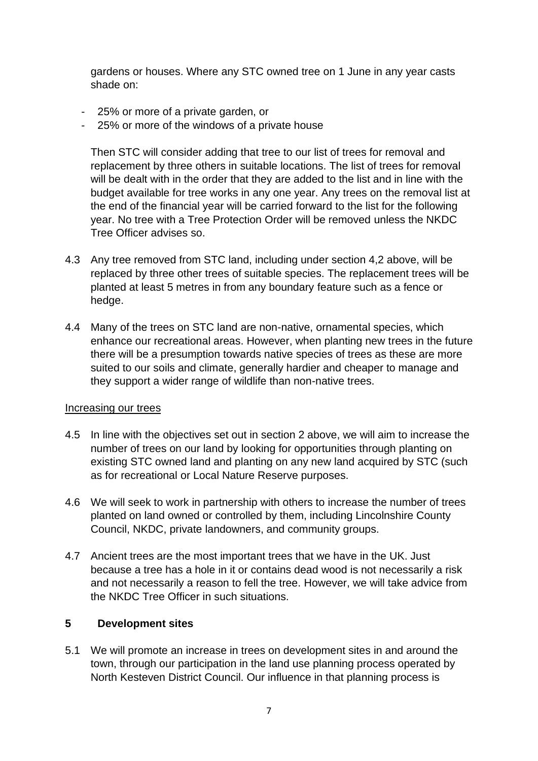gardens or houses. Where any STC owned tree on 1 June in any year casts shade on:

- 25% or more of a private garden, or
- 25% or more of the windows of a private house

Then STC will consider adding that tree to our list of trees for removal and replacement by three others in suitable locations. The list of trees for removal will be dealt with in the order that they are added to the list and in line with the budget available for tree works in any one year. Any trees on the removal list at the end of the financial year will be carried forward to the list for the following year. No tree with a Tree Protection Order will be removed unless the NKDC Tree Officer advises so.

4.3 Any tree removed from STC land, including under section 4,2 above, will be replaced by three other trees of suitable species. The replacement trees will be planted at least 5 metres in from any boundary feature such as a fence or hedge.

4.4 Many of the trees on STC land are non-native, ornamental species, which enhance our recreational areas. However, when planting new trees in the future there will be a presumption towards native species of trees as these are more suited to our soils and climate, generally hardier and cheaper to manage and they support a wider range of wildlife than non-native trees.

Increasing our trees

4.5 In line with the objectives set out in section 2 above, we will aim to increase the number of trees on our land by looking for opportunities through planting on existing STC owned land and planting on any new land acquired by STC (such as for recreational or Local Nature Reserve purposes.

4.6 We will seek to work in partnership with others to increase the number of trees planted on land owned or controlled by them, including Lincolnshire County Council, NKDC, private landowners, and community groups.

4.7 Ancient trees are the most important trees that we have in the UK. Just because a tree has a hole in it or contains dead wood is not necessarily a risk and not necessarily a reason to fell the tree. However, we will take advice from the NKDC Tree Officer in such situations.

## 5 Development sites

5.1 We will promote an increase in trees on development sites in and around the town, through our participation in the land use planning process operated by North Kesteven District Council. Our influence in that planning process is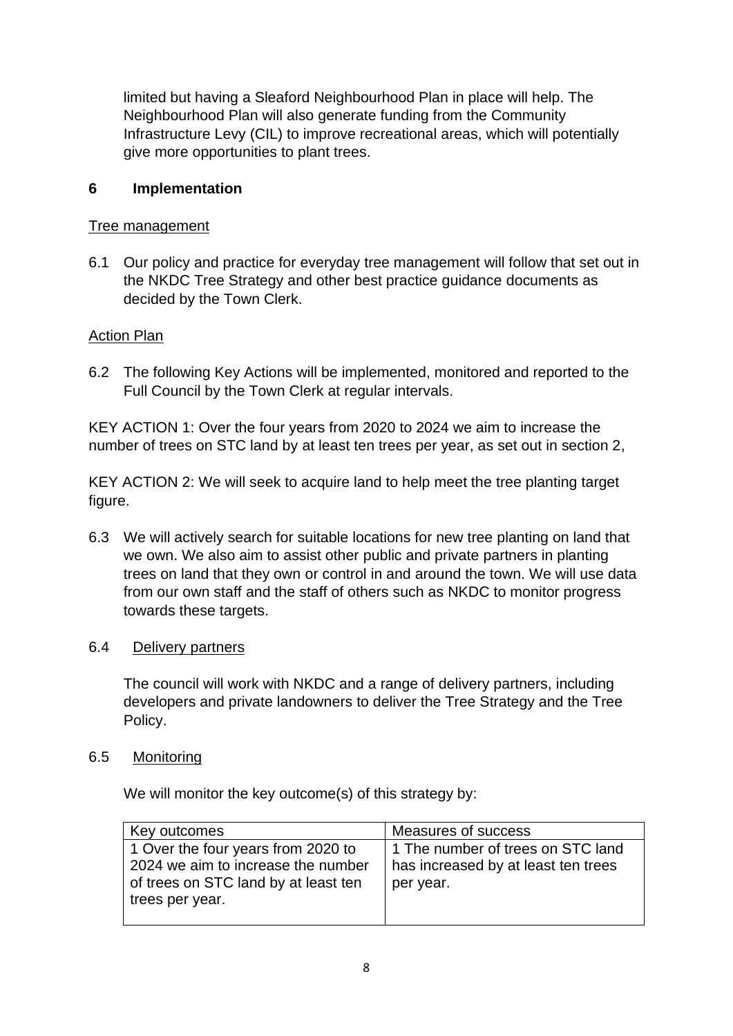limited but having a Sleaford Neighbourhood Plan in place will help. The Neighbourhood Plan will also generate funding from the Community Infrastructure Levy (CIL) to improve recreational areas, which will potentially give more opportunities to plant trees.

## 6 Implementation

Tree management

6.1 Our policy and practice for everyday tree management will follow that set out in the NKDC Tree Strategy and other best practice guidance documents as decided by the Town Clerk.

Action Plan

6.2 The following Key Actions will be implemented, monitored and reported to the Full Council by the Town Clerk at regular intervals.

KEY ACTION 1: Over the four years from 2020 to 2024 we aim to increase the number of trees on STC land by at least ten trees per year, as set out in section 2,

KEY ACTION 2: We will seek to acquire land to help meet the tree planting target figure.

6.3 We will actively search for suitable locations for new tree planting on land that we own. We also aim to assist other public and private partners in planting trees on land that they own or control in and around the town. We will use data from our own staff and the staff of others such as NKDC to monitor progress towards these targets.

6.4 Delivery partners

The council will work with NKDC and a range of delivery partners, including developers and private landowners to deliver the Tree Strategy and the Tree Policy.

6.5 Monitoring

We will monitor the key outcome(s) of this strategy by:

| Key outcomes | Measures of success |
|---|---|
| 1 Over the four years from 2020 to 2024 we aim to increase the number of trees on STC land by at least ten trees per year. | 1 The number of trees on STC land has increased by at least ten trees per year. |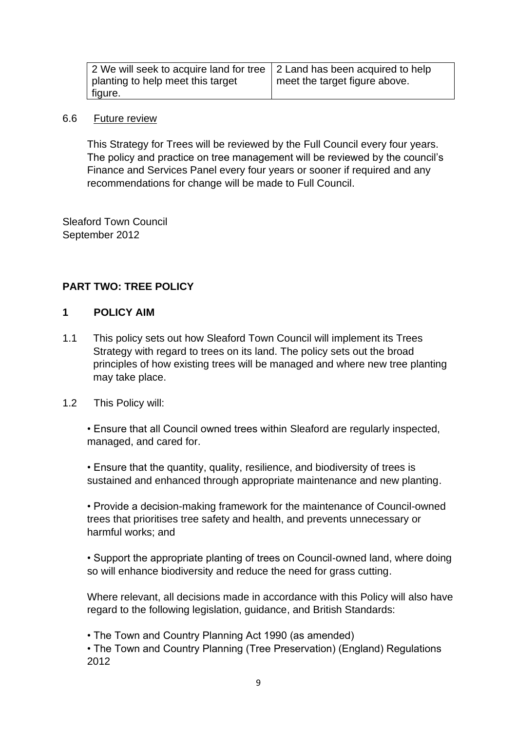| 2 We will seek to acquire land for tree planting to help meet this target figure. | 2 Land has been acquired to help meet the target figure above. |
|---|---|

6.6 Future review

This Strategy for Trees will be reviewed by the Full Council every four years. The policy and practice on tree management will be reviewed by the council's Finance and Services Panel every four years or sooner if required and any recommendations for change will be made to Full Council.

Sleaford Town Council
September 2012

## PART TWO: TREE POLICY

### 1 POLICY AIM

1.1 This policy sets out how Sleaford Town Council will implement its Trees Strategy with regard to trees on its land. The policy sets out the broad principles of how existing trees will be managed and where new tree planting may take place.

1.2 This Policy will:

• Ensure that all Council owned trees within Sleaford are regularly inspected, managed, and cared for.

• Ensure that the quantity, quality, resilience, and biodiversity of trees is sustained and enhanced through appropriate maintenance and new planting.

• Provide a decision-making framework for the maintenance of Council-owned trees that prioritises tree safety and health, and prevents unnecessary or harmful works; and

• Support the appropriate planting of trees on Council-owned land, where doing so will enhance biodiversity and reduce the need for grass cutting.

Where relevant, all decisions made in accordance with this Policy will also have regard to the following legislation, guidance, and British Standards:

• The Town and Country Planning Act 1990 (as amended)
• The Town and Country Planning (Tree Preservation) (England) Regulations 2012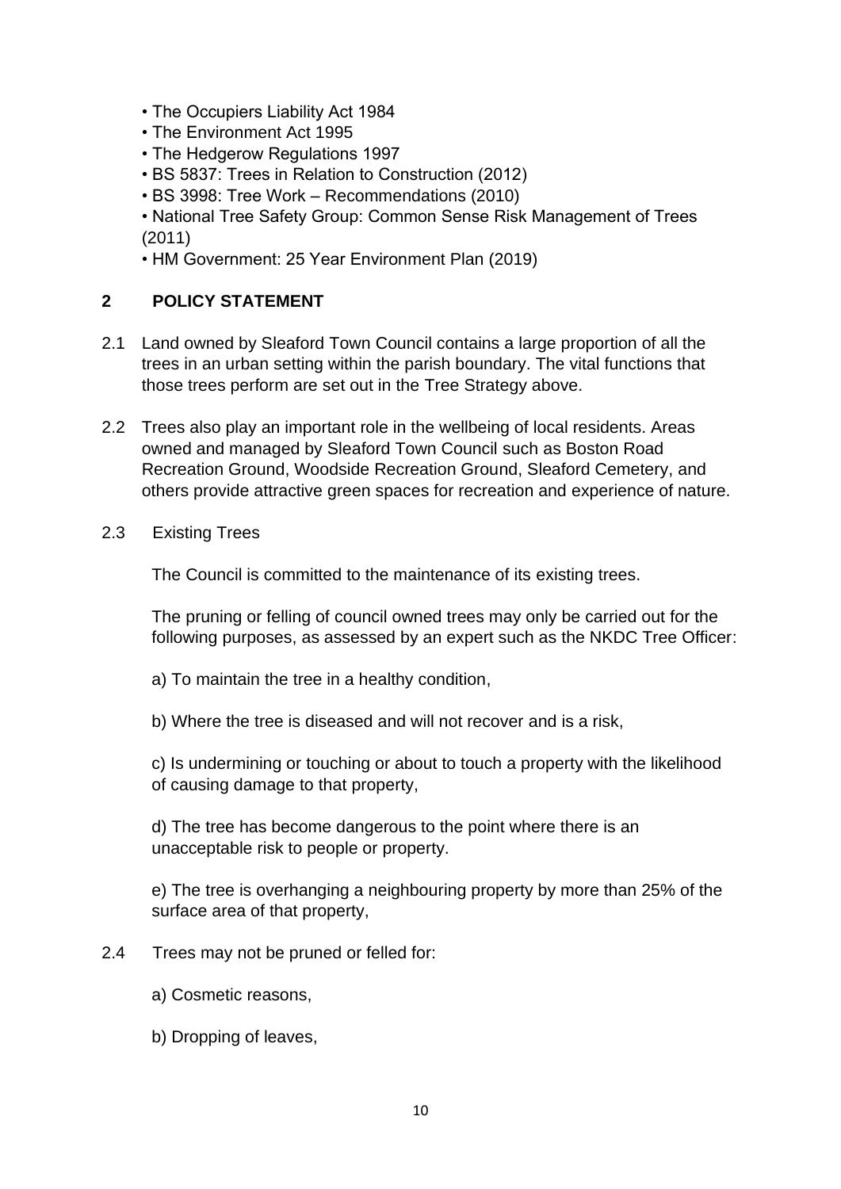- The Occupiers Liability Act 1984
- The Environment Act 1995
- The Hedgerow Regulations 1997
- BS 5837: Trees in Relation to Construction (2012)
- BS 3998: Tree Work – Recommendations (2010)
- National Tree Safety Group: Common Sense Risk Management of Trees (2011)
- HM Government: 25 Year Environment Plan (2019)

## 2 POLICY STATEMENT

2.1 Land owned by Sleaford Town Council contains a large proportion of all the trees in an urban setting within the parish boundary. The vital functions that those trees perform are set out in the Tree Strategy above.

2.2 Trees also play an important role in the wellbeing of local residents. Areas owned and managed by Sleaford Town Council such as Boston Road Recreation Ground, Woodside Recreation Ground, Sleaford Cemetery, and others provide attractive green spaces for recreation and experience of nature.

2.3 Existing Trees

The Council is committed to the maintenance of its existing trees.

The pruning or felling of council owned trees may only be carried out for the following purposes, as assessed by an expert such as the NKDC Tree Officer:

a) To maintain the tree in a healthy condition,

b) Where the tree is diseased and will not recover and is a risk,

c) Is undermining or touching or about to touch a property with the likelihood of causing damage to that property,

d) The tree has become dangerous to the point where there is an unacceptable risk to people or property.

e) The tree is overhanging a neighbouring property by more than 25% of the surface area of that property,

2.4 Trees may not be pruned or felled for:

a) Cosmetic reasons,

b) Dropping of leaves,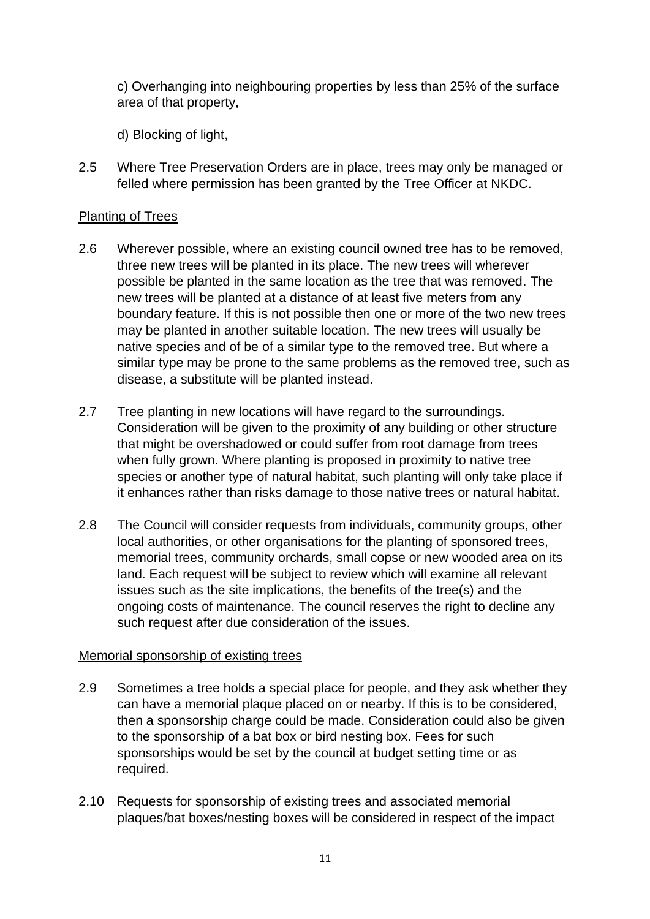c) Overhanging into neighbouring properties by less than 25% of the surface area of that property,

d) Blocking of light,

2.5 Where Tree Preservation Orders are in place, trees may only be managed or felled where permission has been granted by the Tree Officer at NKDC.

Planting of Trees

2.6 Wherever possible, where an existing council owned tree has to be removed, three new trees will be planted in its place. The new trees will wherever possible be planted in the same location as the tree that was removed. The new trees will be planted at a distance of at least five meters from any boundary feature. If this is not possible then one or more of the two new trees may be planted in another suitable location. The new trees will usually be native species and of be of a similar type to the removed tree. But where a similar type may be prone to the same problems as the removed tree, such as disease, a substitute will be planted instead.

2.7 Tree planting in new locations will have regard to the surroundings. Consideration will be given to the proximity of any building or other structure that might be overshadowed or could suffer from root damage from trees when fully grown. Where planting is proposed in proximity to native tree species or another type of natural habitat, such planting will only take place if it enhances rather than risks damage to those native trees or natural habitat.

2.8 The Council will consider requests from individuals, community groups, other local authorities, or other organisations for the planting of sponsored trees, memorial trees, community orchards, small copse or new wooded area on its land. Each request will be subject to review which will examine all relevant issues such as the site implications, the benefits of the tree(s) and the ongoing costs of maintenance. The council reserves the right to decline any such request after due consideration of the issues.

Memorial sponsorship of existing trees

2.9 Sometimes a tree holds a special place for people, and they ask whether they can have a memorial plaque placed on or nearby. If this is to be considered, then a sponsorship charge could be made. Consideration could also be given to the sponsorship of a bat box or bird nesting box. Fees for such sponsorships would be set by the council at budget setting time or as required.

2.10 Requests for sponsorship of existing trees and associated memorial plaques/bat boxes/nesting boxes will be considered in respect of the impact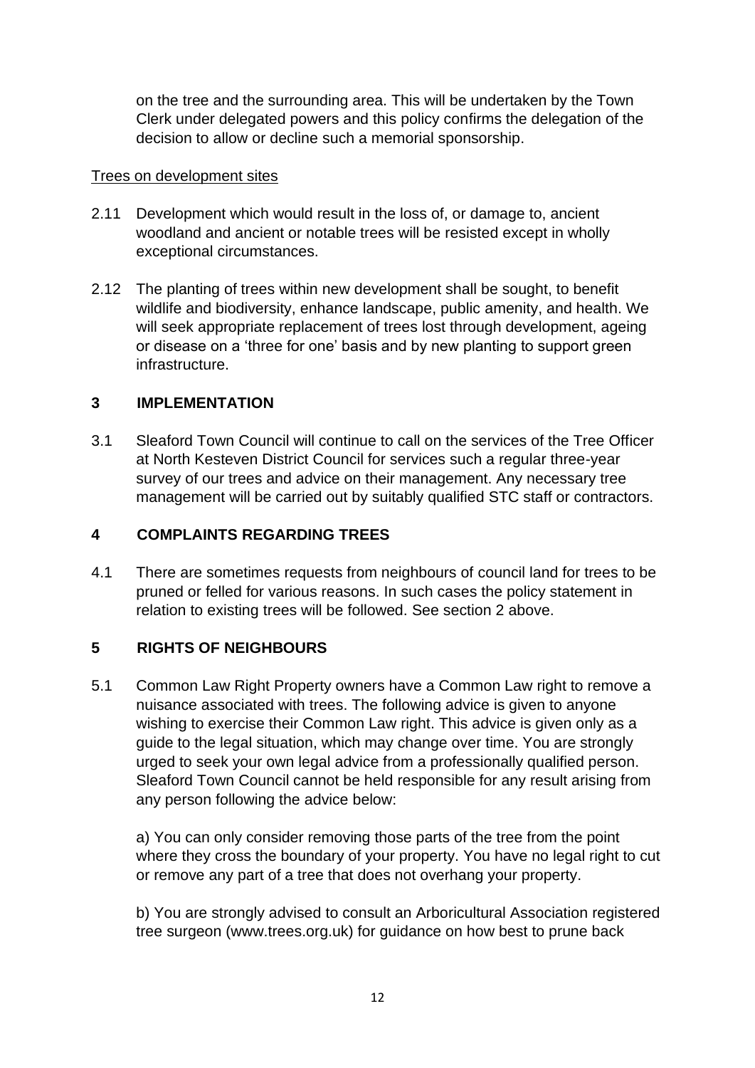on the tree and the surrounding area. This will be undertaken by the Town Clerk under delegated powers and this policy confirms the delegation of the decision to allow or decline such a memorial sponsorship.

<u>Trees on development sites</u>

2.11 Development which would result in the loss of, or damage to, ancient woodland and ancient or notable trees will be resisted except in wholly exceptional circumstances.

2.12 The planting of trees within new development shall be sought, to benefit wildlife and biodiversity, enhance landscape, public amenity, and health. We will seek appropriate replacement of trees lost through development, ageing or disease on a 'three for one' basis and by new planting to support green infrastructure.

## 3 IMPLEMENTATION

3.1 Sleaford Town Council will continue to call on the services of the Tree Officer at North Kesteven District Council for services such a regular three-year survey of our trees and advice on their management. Any necessary tree management will be carried out by suitably qualified STC staff or contractors.

## 4 COMPLAINTS REGARDING TREES

4.1 There are sometimes requests from neighbours of council land for trees to be pruned or felled for various reasons. In such cases the policy statement in relation to existing trees will be followed. See section 2 above.

## 5 RIGHTS OF NEIGHBOURS

5.1 Common Law Right Property owners have a Common Law right to remove a nuisance associated with trees. The following advice is given to anyone wishing to exercise their Common Law right. This advice is given only as a guide to the legal situation, which may change over time. You are strongly urged to seek your own legal advice from a professionally qualified person. Sleaford Town Council cannot be held responsible for any result arising from any person following the advice below:

a) You can only consider removing those parts of the tree from the point where they cross the boundary of your property. You have no legal right to cut or remove any part of a tree that does not overhang your property.

b) You are strongly advised to consult an Arboricultural Association registered tree surgeon (www.trees.org.uk) for guidance on how best to prune back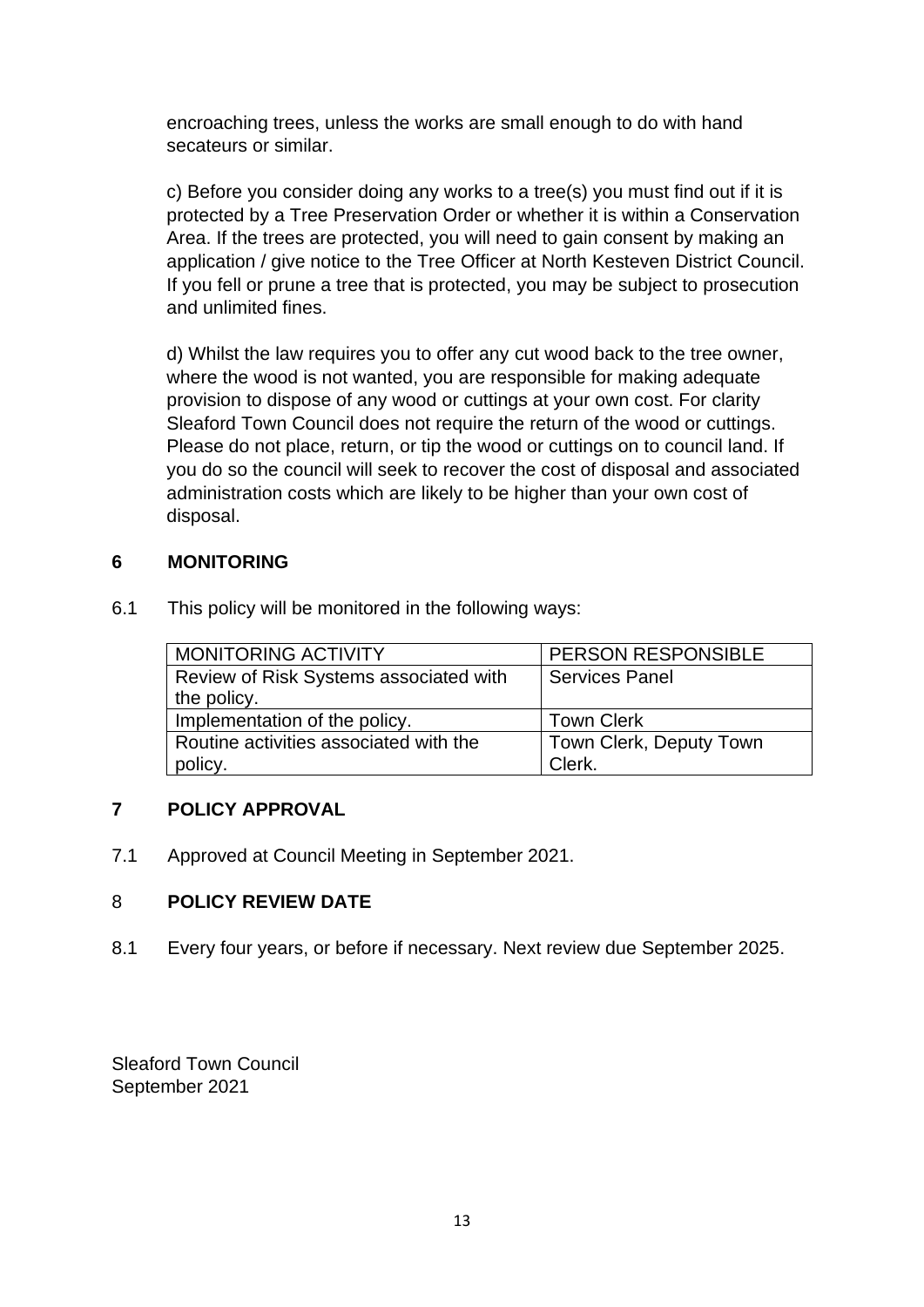encroaching trees, unless the works are small enough to do with hand secateurs or similar.

c) Before you consider doing any works to a tree(s) you must find out if it is protected by a Tree Preservation Order or whether it is within a Conservation Area. If the trees are protected, you will need to gain consent by making an application / give notice to the Tree Officer at North Kesteven District Council. If you fell or prune a tree that is protected, you may be subject to prosecution and unlimited fines.

d) Whilst the law requires you to offer any cut wood back to the tree owner, where the wood is not wanted, you are responsible for making adequate provision to dispose of any wood or cuttings at your own cost. For clarity Sleaford Town Council does not require the return of the wood or cuttings. Please do not place, return, or tip the wood or cuttings on to council land. If you do so the council will seek to recover the cost of disposal and associated administration costs which are likely to be higher than your own cost of disposal.

## 6 MONITORING

6.1 This policy will be monitored in the following ways:

| MONITORING ACTIVITY | PERSON RESPONSIBLE |
| --- | --- |
| Review of Risk Systems associated with the policy. | Services Panel |
| Implementation of the policy. | Town Clerk |
| Routine activities associated with the policy. | Town Clerk, Deputy Town Clerk. |

## 7 POLICY APPROVAL

7.1 Approved at Council Meeting in September 2021.

## 8 POLICY REVIEW DATE

8.1 Every four years, or before if necessary. Next review due September 2025.

Sleaford Town Council
September 2021